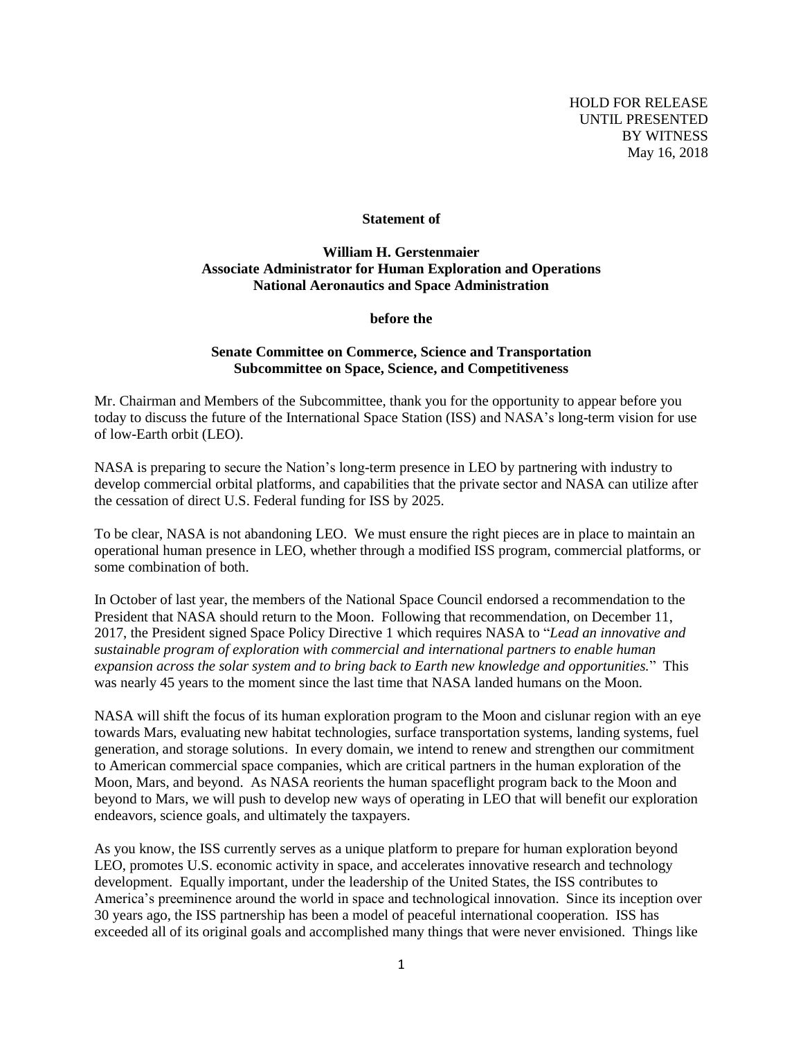HOLD FOR RELEASE
UNTIL PRESENTED
BY WITNESS
May 16, 2018

**Statement of**

**William H. Gerstenmaier**
**Associate Administrator for Human Exploration and Operations**
**National Aeronautics and Space Administration**

**before the**

**Senate Committee on Commerce, Science and Transportation**
**Subcommittee on Space, Science, and Competitiveness**

Mr. Chairman and Members of the Subcommittee, thank you for the opportunity to appear before you today to discuss the future of the International Space Station (ISS) and NASA's long-term vision for use of low-Earth orbit (LEO).

NASA is preparing to secure the Nation's long-term presence in LEO by partnering with industry to develop commercial orbital platforms, and capabilities that the private sector and NASA can utilize after the cessation of direct U.S. Federal funding for ISS by 2025.

To be clear, NASA is not abandoning LEO. We must ensure the right pieces are in place to maintain an operational human presence in LEO, whether through a modified ISS program, commercial platforms, or some combination of both.

In October of last year, the members of the National Space Council endorsed a recommendation to the President that NASA should return to the Moon. Following that recommendation, on December 11, 2017, the President signed Space Policy Directive 1 which requires NASA to "*Lead an innovative and sustainable program of exploration with commercial and international partners to enable human expansion across the solar system and to bring back to Earth new knowledge and opportunities.*" This was nearly 45 years to the moment since the last time that NASA landed humans on the Moon.

NASA will shift the focus of its human exploration program to the Moon and cislunar region with an eye towards Mars, evaluating new habitat technologies, surface transportation systems, landing systems, fuel generation, and storage solutions. In every domain, we intend to renew and strengthen our commitment to American commercial space companies, which are critical partners in the human exploration of the Moon, Mars, and beyond. As NASA reorients the human spaceflight program back to the Moon and beyond to Mars, we will push to develop new ways of operating in LEO that will benefit our exploration endeavors, science goals, and ultimately the taxpayers.

As you know, the ISS currently serves as a unique platform to prepare for human exploration beyond LEO, promotes U.S. economic activity in space, and accelerates innovative research and technology development. Equally important, under the leadership of the United States, the ISS contributes to America's preeminence around the world in space and technological innovation. Since its inception over 30 years ago, the ISS partnership has been a model of peaceful international cooperation. ISS has exceeded all of its original goals and accomplished many things that were never envisioned. Things like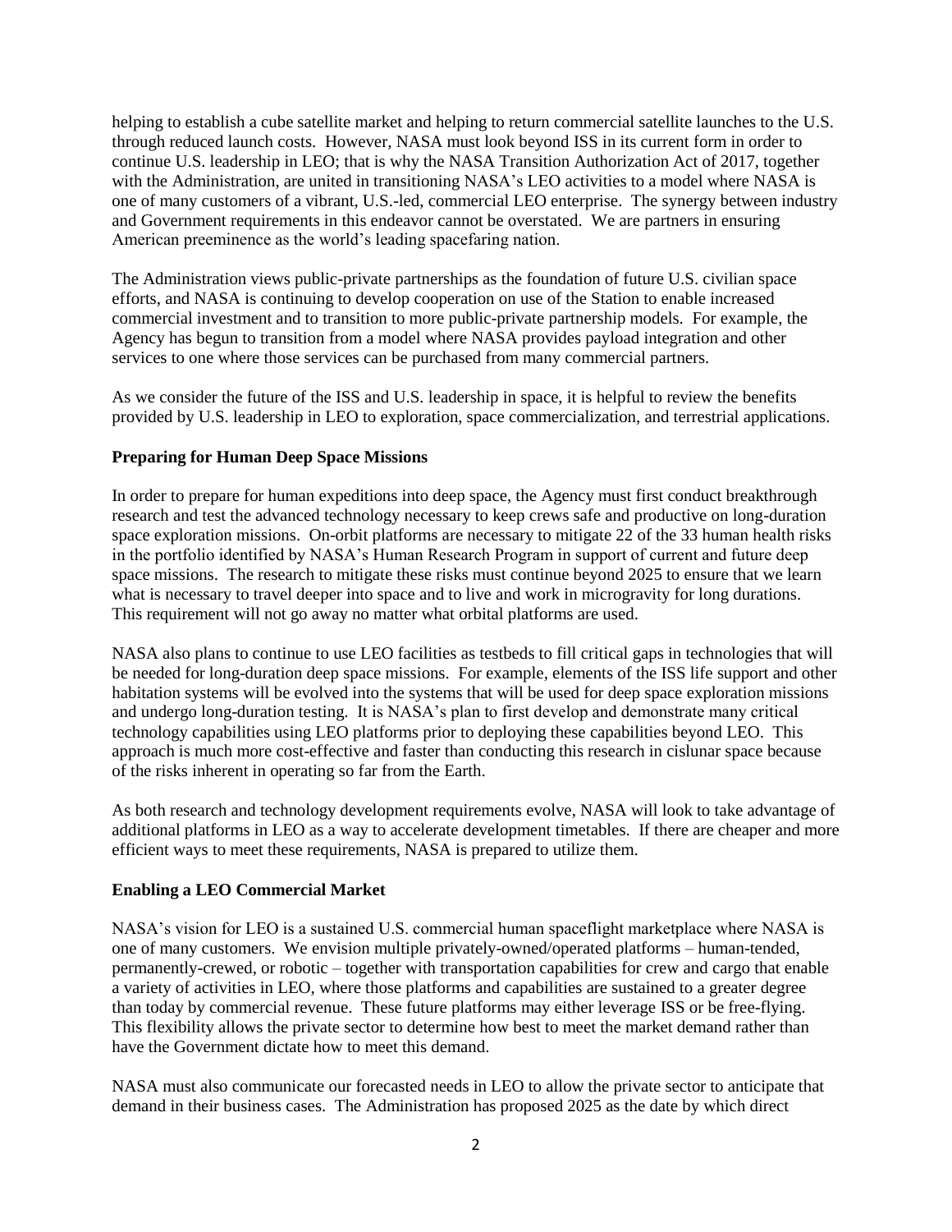helping to establish a cube satellite market and helping to return commercial satellite launches to the U.S. through reduced launch costs. However, NASA must look beyond ISS in its current form in order to continue U.S. leadership in LEO; that is why the NASA Transition Authorization Act of 2017, together with the Administration, are united in transitioning NASA's LEO activities to a model where NASA is one of many customers of a vibrant, U.S.-led, commercial LEO enterprise. The synergy between industry and Government requirements in this endeavor cannot be overstated. We are partners in ensuring American preeminence as the world's leading spacefaring nation.

The Administration views public-private partnerships as the foundation of future U.S. civilian space efforts, and NASA is continuing to develop cooperation on use of the Station to enable increased commercial investment and to transition to more public-private partnership models. For example, the Agency has begun to transition from a model where NASA provides payload integration and other services to one where those services can be purchased from many commercial partners.

As we consider the future of the ISS and U.S. leadership in space, it is helpful to review the benefits provided by U.S. leadership in LEO to exploration, space commercialization, and terrestrial applications.

**Preparing for Human Deep Space Missions**

In order to prepare for human expeditions into deep space, the Agency must first conduct breakthrough research and test the advanced technology necessary to keep crews safe and productive on long-duration space exploration missions. On-orbit platforms are necessary to mitigate 22 of the 33 human health risks in the portfolio identified by NASA's Human Research Program in support of current and future deep space missions. The research to mitigate these risks must continue beyond 2025 to ensure that we learn what is necessary to travel deeper into space and to live and work in microgravity for long durations. This requirement will not go away no matter what orbital platforms are used.

NASA also plans to continue to use LEO facilities as testbeds to fill critical gaps in technologies that will be needed for long-duration deep space missions. For example, elements of the ISS life support and other habitation systems will be evolved into the systems that will be used for deep space exploration missions and undergo long-duration testing. It is NASA's plan to first develop and demonstrate many critical technology capabilities using LEO platforms prior to deploying these capabilities beyond LEO. This approach is much more cost-effective and faster than conducting this research in cislunar space because of the risks inherent in operating so far from the Earth.

As both research and technology development requirements evolve, NASA will look to take advantage of additional platforms in LEO as a way to accelerate development timetables. If there are cheaper and more efficient ways to meet these requirements, NASA is prepared to utilize them.

**Enabling a LEO Commercial Market**

NASA's vision for LEO is a sustained U.S. commercial human spaceflight marketplace where NASA is one of many customers. We envision multiple privately-owned/operated platforms – human-tended, permanently-crewed, or robotic – together with transportation capabilities for crew and cargo that enable a variety of activities in LEO, where those platforms and capabilities are sustained to a greater degree than today by commercial revenue. These future platforms may either leverage ISS or be free-flying. This flexibility allows the private sector to determine how best to meet the market demand rather than have the Government dictate how to meet this demand.

NASA must also communicate our forecasted needs in LEO to allow the private sector to anticipate that demand in their business cases. The Administration has proposed 2025 as the date by which direct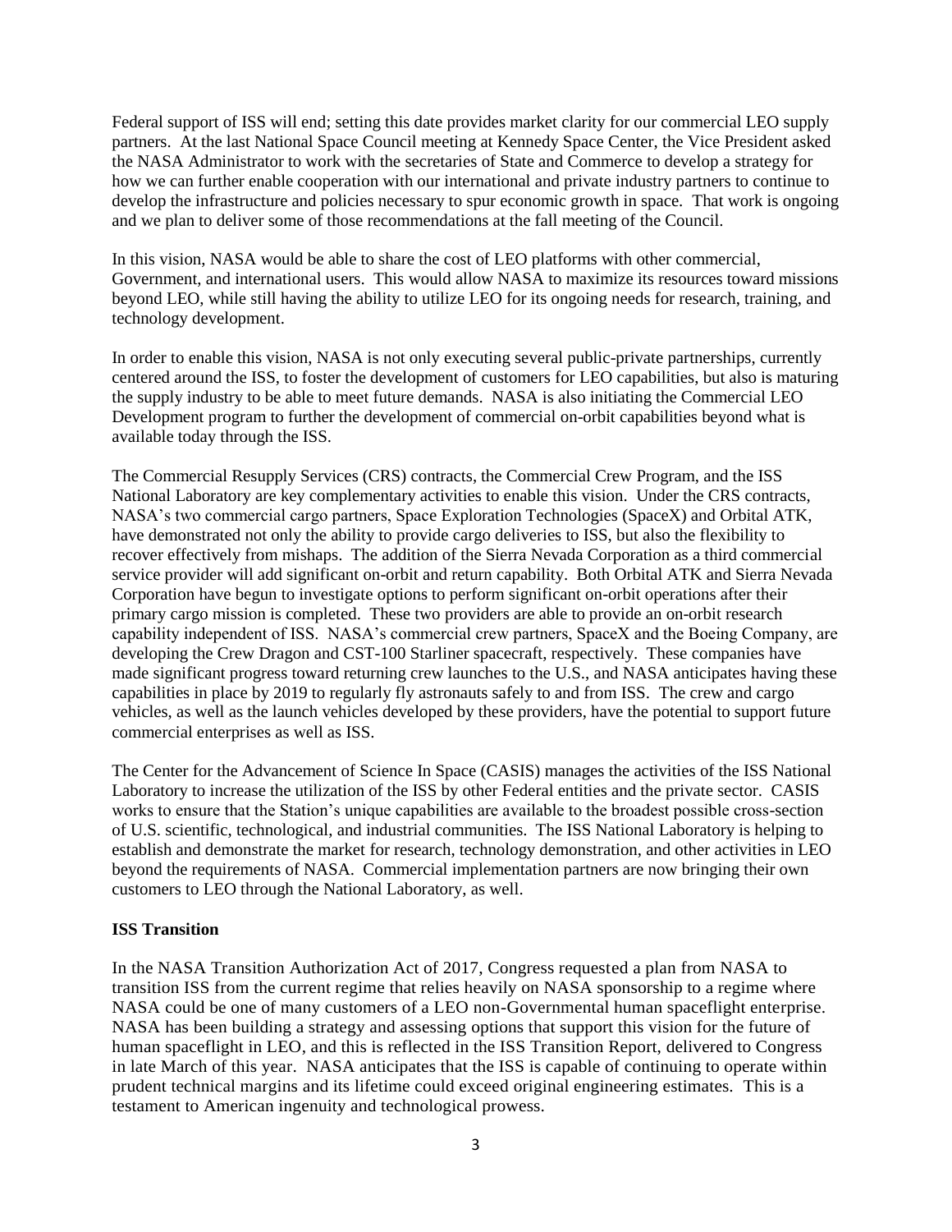Federal support of ISS will end; setting this date provides market clarity for our commercial LEO supply partners. At the last National Space Council meeting at Kennedy Space Center, the Vice President asked the NASA Administrator to work with the secretaries of State and Commerce to develop a strategy for how we can further enable cooperation with our international and private industry partners to continue to develop the infrastructure and policies necessary to spur economic growth in space. That work is ongoing and we plan to deliver some of those recommendations at the fall meeting of the Council.

In this vision, NASA would be able to share the cost of LEO platforms with other commercial, Government, and international users. This would allow NASA to maximize its resources toward missions beyond LEO, while still having the ability to utilize LEO for its ongoing needs for research, training, and technology development.

In order to enable this vision, NASA is not only executing several public-private partnerships, currently centered around the ISS, to foster the development of customers for LEO capabilities, but also is maturing the supply industry to be able to meet future demands. NASA is also initiating the Commercial LEO Development program to further the development of commercial on-orbit capabilities beyond what is available today through the ISS.

The Commercial Resupply Services (CRS) contracts, the Commercial Crew Program, and the ISS National Laboratory are key complementary activities to enable this vision. Under the CRS contracts, NASA's two commercial cargo partners, Space Exploration Technologies (SpaceX) and Orbital ATK, have demonstrated not only the ability to provide cargo deliveries to ISS, but also the flexibility to recover effectively from mishaps. The addition of the Sierra Nevada Corporation as a third commercial service provider will add significant on-orbit and return capability. Both Orbital ATK and Sierra Nevada Corporation have begun to investigate options to perform significant on-orbit operations after their primary cargo mission is completed. These two providers are able to provide an on-orbit research capability independent of ISS. NASA's commercial crew partners, SpaceX and the Boeing Company, are developing the Crew Dragon and CST-100 Starliner spacecraft, respectively. These companies have made significant progress toward returning crew launches to the U.S., and NASA anticipates having these capabilities in place by 2019 to regularly fly astronauts safely to and from ISS. The crew and cargo vehicles, as well as the launch vehicles developed by these providers, have the potential to support future commercial enterprises as well as ISS.

The Center for the Advancement of Science In Space (CASIS) manages the activities of the ISS National Laboratory to increase the utilization of the ISS by other Federal entities and the private sector. CASIS works to ensure that the Station's unique capabilities are available to the broadest possible cross-section of U.S. scientific, technological, and industrial communities. The ISS National Laboratory is helping to establish and demonstrate the market for research, technology demonstration, and other activities in LEO beyond the requirements of NASA. Commercial implementation partners are now bringing their own customers to LEO through the National Laboratory, as well.

**ISS Transition**

In the NASA Transition Authorization Act of 2017, Congress requested a plan from NASA to transition ISS from the current regime that relies heavily on NASA sponsorship to a regime where NASA could be one of many customers of a LEO non-Governmental human spaceflight enterprise. NASA has been building a strategy and assessing options that support this vision for the future of human spaceflight in LEO, and this is reflected in the ISS Transition Report, delivered to Congress in late March of this year. NASA anticipates that the ISS is capable of continuing to operate within prudent technical margins and its lifetime could exceed original engineering estimates. This is a testament to American ingenuity and technological prowess.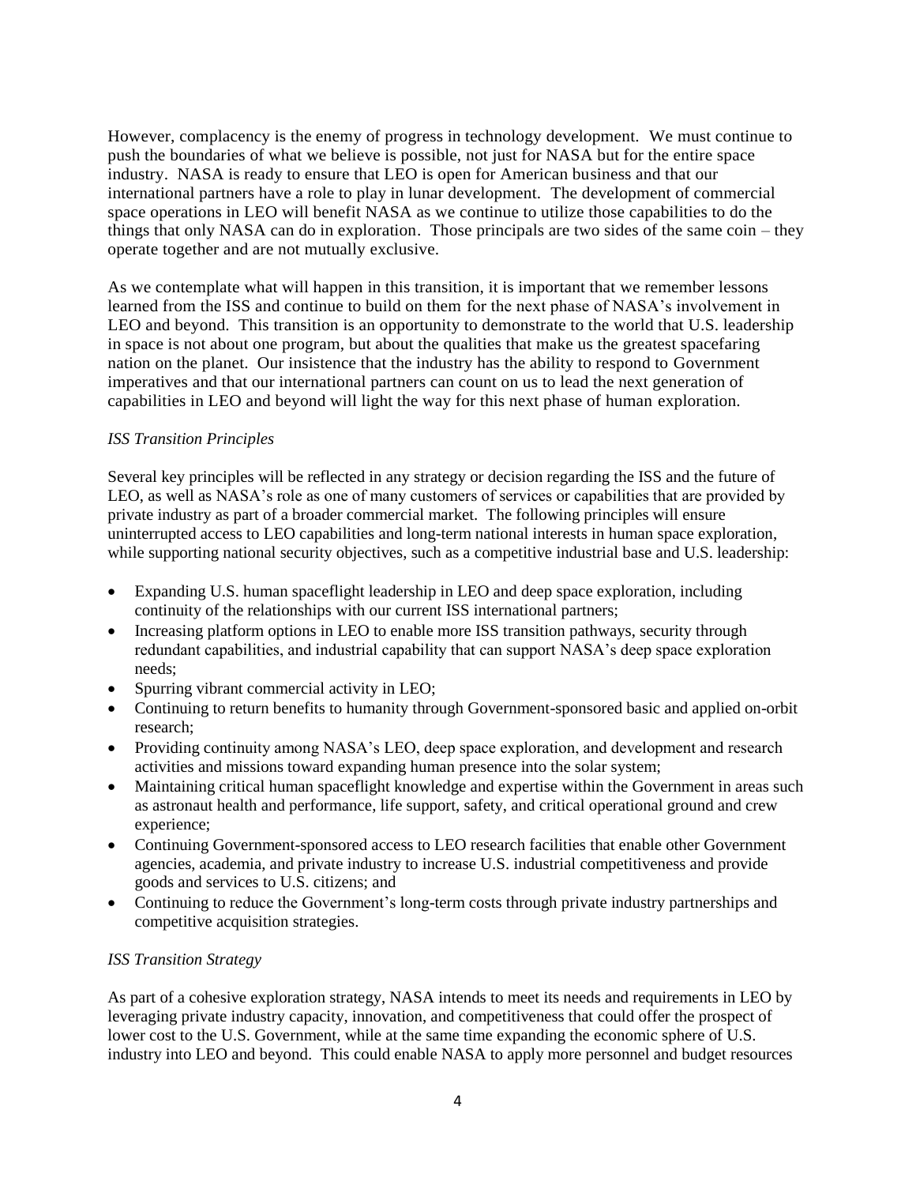However, complacency is the enemy of progress in technology development. We must continue to push the boundaries of what we believe is possible, not just for NASA but for the entire space industry. NASA is ready to ensure that LEO is open for American business and that our international partners have a role to play in lunar development. The development of commercial space operations in LEO will benefit NASA as we continue to utilize those capabilities to do the things that only NASA can do in exploration. Those principals are two sides of the same coin – they operate together and are not mutually exclusive.

As we contemplate what will happen in this transition, it is important that we remember lessons learned from the ISS and continue to build on them for the next phase of NASA's involvement in LEO and beyond. This transition is an opportunity to demonstrate to the world that U.S. leadership in space is not about one program, but about the qualities that make us the greatest spacefaring nation on the planet. Our insistence that the industry has the ability to respond to Government imperatives and that our international partners can count on us to lead the next generation of capabilities in LEO and beyond will light the way for this next phase of human exploration.

*ISS Transition Principles*

Several key principles will be reflected in any strategy or decision regarding the ISS and the future of LEO, as well as NASA's role as one of many customers of services or capabilities that are provided by private industry as part of a broader commercial market. The following principles will ensure uninterrupted access to LEO capabilities and long-term national interests in human space exploration, while supporting national security objectives, such as a competitive industrial base and U.S. leadership:

- Expanding U.S. human spaceflight leadership in LEO and deep space exploration, including continuity of the relationships with our current ISS international partners;
- Increasing platform options in LEO to enable more ISS transition pathways, security through redundant capabilities, and industrial capability that can support NASA's deep space exploration needs;
- Spurring vibrant commercial activity in LEO;
- Continuing to return benefits to humanity through Government-sponsored basic and applied on-orbit research;
- Providing continuity among NASA's LEO, deep space exploration, and development and research activities and missions toward expanding human presence into the solar system;
- Maintaining critical human spaceflight knowledge and expertise within the Government in areas such as astronaut health and performance, life support, safety, and critical operational ground and crew experience;
- Continuing Government-sponsored access to LEO research facilities that enable other Government agencies, academia, and private industry to increase U.S. industrial competitiveness and provide goods and services to U.S. citizens; and
- Continuing to reduce the Government's long-term costs through private industry partnerships and competitive acquisition strategies.

*ISS Transition Strategy*

As part of a cohesive exploration strategy, NASA intends to meet its needs and requirements in LEO by leveraging private industry capacity, innovation, and competitiveness that could offer the prospect of lower cost to the U.S. Government, while at the same time expanding the economic sphere of U.S. industry into LEO and beyond. This could enable NASA to apply more personnel and budget resources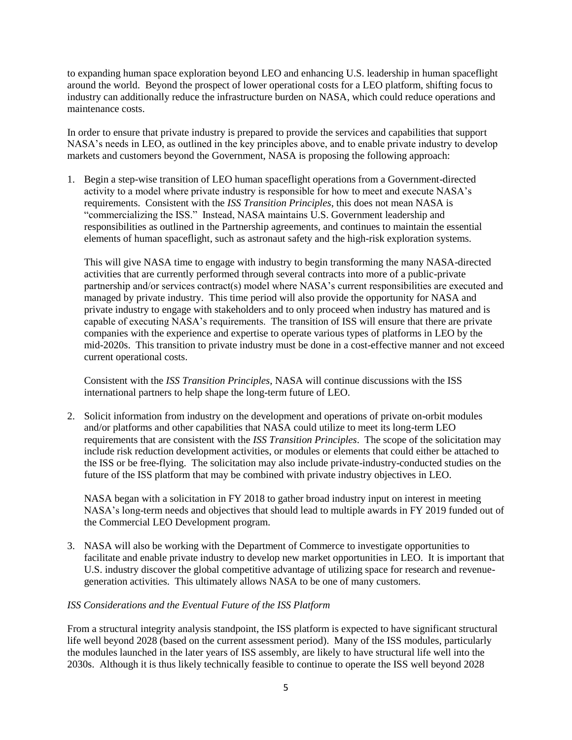to expanding human space exploration beyond LEO and enhancing U.S. leadership in human spaceflight around the world. Beyond the prospect of lower operational costs for a LEO platform, shifting focus to industry can additionally reduce the infrastructure burden on NASA, which could reduce operations and maintenance costs.

In order to ensure that private industry is prepared to provide the services and capabilities that support NASA's needs in LEO, as outlined in the key principles above, and to enable private industry to develop markets and customers beyond the Government, NASA is proposing the following approach:

1. Begin a step-wise transition of LEO human spaceflight operations from a Government-directed activity to a model where private industry is responsible for how to meet and execute NASA's requirements. Consistent with the *ISS Transition Principles*, this does not mean NASA is "commercializing the ISS." Instead, NASA maintains U.S. Government leadership and responsibilities as outlined in the Partnership agreements, and continues to maintain the essential elements of human spaceflight, such as astronaut safety and the high-risk exploration systems.

   This will give NASA time to engage with industry to begin transforming the many NASA-directed activities that are currently performed through several contracts into more of a public-private partnership and/or services contract(s) model where NASA's current responsibilities are executed and managed by private industry. This time period will also provide the opportunity for NASA and private industry to engage with stakeholders and to only proceed when industry has matured and is capable of executing NASA's requirements. The transition of ISS will ensure that there are private companies with the experience and expertise to operate various types of platforms in LEO by the mid-2020s. This transition to private industry must be done in a cost-effective manner and not exceed current operational costs.

   Consistent with the *ISS Transition Principles*, NASA will continue discussions with the ISS international partners to help shape the long-term future of LEO.

2. Solicit information from industry on the development and operations of private on-orbit modules and/or platforms and other capabilities that NASA could utilize to meet its long-term LEO requirements that are consistent with the *ISS Transition Principles*. The scope of the solicitation may include risk reduction development activities, or modules or elements that could either be attached to the ISS or be free-flying. The solicitation may also include private-industry-conducted studies on the future of the ISS platform that may be combined with private industry objectives in LEO.

   NASA began with a solicitation in FY 2018 to gather broad industry input on interest in meeting NASA's long-term needs and objectives that should lead to multiple awards in FY 2019 funded out of the Commercial LEO Development program.

3. NASA will also be working with the Department of Commerce to investigate opportunities to facilitate and enable private industry to develop new market opportunities in LEO. It is important that U.S. industry discover the global competitive advantage of utilizing space for research and revenue-generation activities. This ultimately allows NASA to be one of many customers.

*ISS Considerations and the Eventual Future of the ISS Platform*

From a structural integrity analysis standpoint, the ISS platform is expected to have significant structural life well beyond 2028 (based on the current assessment period). Many of the ISS modules, particularly the modules launched in the later years of ISS assembly, are likely to have structural life well into the 2030s. Although it is thus likely technically feasible to continue to operate the ISS well beyond 2028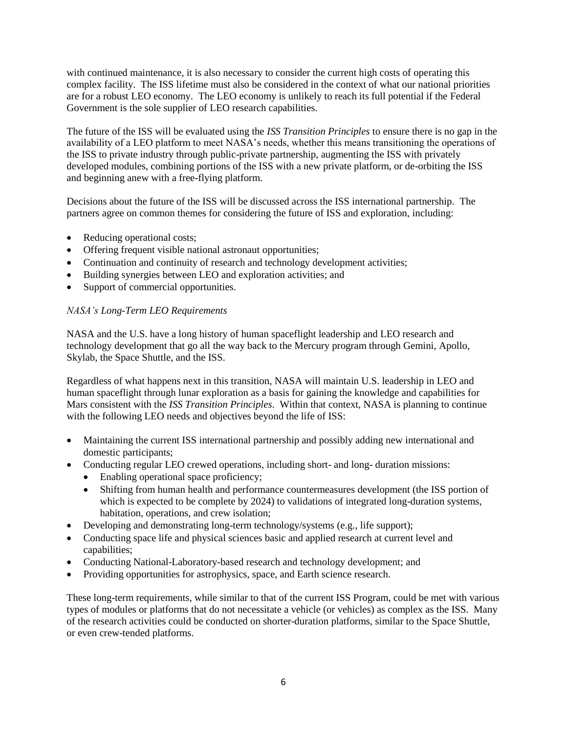with continued maintenance, it is also necessary to consider the current high costs of operating this complex facility. The ISS lifetime must also be considered in the context of what our national priorities are for a robust LEO economy. The LEO economy is unlikely to reach its full potential if the Federal Government is the sole supplier of LEO research capabilities.

The future of the ISS will be evaluated using the *ISS Transition Principles* to ensure there is no gap in the availability of a LEO platform to meet NASA's needs, whether this means transitioning the operations of the ISS to private industry through public-private partnership, augmenting the ISS with privately developed modules, combining portions of the ISS with a new private platform, or de-orbiting the ISS and beginning anew with a free-flying platform.

Decisions about the future of the ISS will be discussed across the ISS international partnership. The partners agree on common themes for considering the future of ISS and exploration, including:

- Reducing operational costs;
- Offering frequent visible national astronaut opportunities;
- Continuation and continuity of research and technology development activities;
- Building synergies between LEO and exploration activities; and
- Support of commercial opportunities.

*NASA's Long-Term LEO Requirements*

NASA and the U.S. have a long history of human spaceflight leadership and LEO research and technology development that go all the way back to the Mercury program through Gemini, Apollo, Skylab, the Space Shuttle, and the ISS.

Regardless of what happens next in this transition, NASA will maintain U.S. leadership in LEO and human spaceflight through lunar exploration as a basis for gaining the knowledge and capabilities for Mars consistent with the *ISS Transition Principles*. Within that context, NASA is planning to continue with the following LEO needs and objectives beyond the life of ISS:

- Maintaining the current ISS international partnership and possibly adding new international and domestic participants;
- Conducting regular LEO crewed operations, including short- and long- duration missions:
  - Enabling operational space proficiency;
  - Shifting from human health and performance countermeasures development (the ISS portion of which is expected to be complete by 2024) to validations of integrated long-duration systems, habitation, operations, and crew isolation;
- Developing and demonstrating long-term technology/systems (e.g., life support);
- Conducting space life and physical sciences basic and applied research at current level and capabilities;
- Conducting National-Laboratory-based research and technology development; and
- Providing opportunities for astrophysics, space, and Earth science research.

These long-term requirements, while similar to that of the current ISS Program, could be met with various types of modules or platforms that do not necessitate a vehicle (or vehicles) as complex as the ISS. Many of the research activities could be conducted on shorter-duration platforms, similar to the Space Shuttle, or even crew-tended platforms.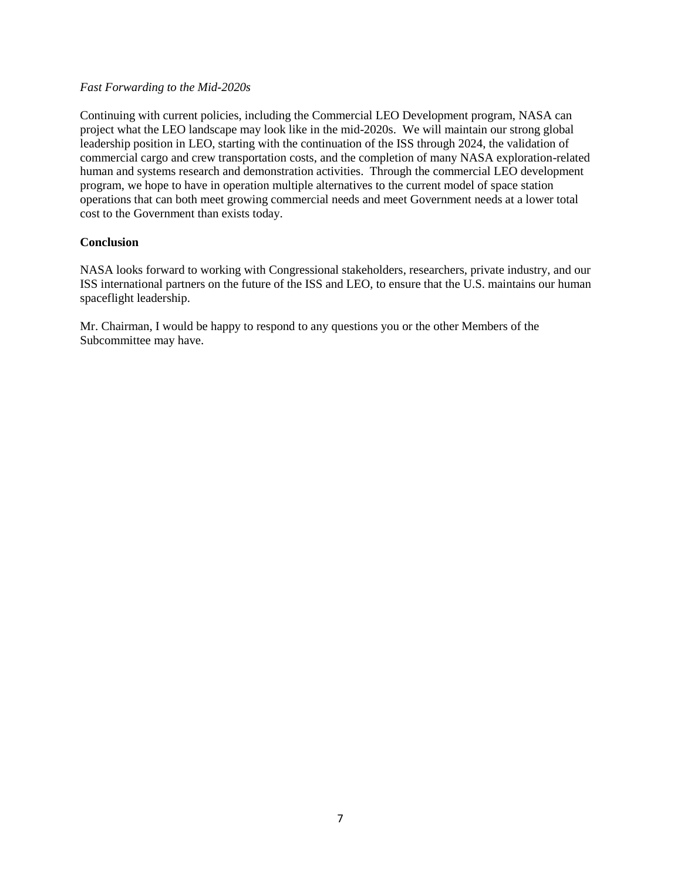*Fast Forwarding to the Mid-2020s*

Continuing with current policies, including the Commercial LEO Development program, NASA can project what the LEO landscape may look like in the mid-2020s. We will maintain our strong global leadership position in LEO, starting with the continuation of the ISS through 2024, the validation of commercial cargo and crew transportation costs, and the completion of many NASA exploration-related human and systems research and demonstration activities. Through the commercial LEO development program, we hope to have in operation multiple alternatives to the current model of space station operations that can both meet growing commercial needs and meet Government needs at a lower total cost to the Government than exists today.

**Conclusion**

NASA looks forward to working with Congressional stakeholders, researchers, private industry, and our ISS international partners on the future of the ISS and LEO, to ensure that the U.S. maintains our human spaceflight leadership.

Mr. Chairman, I would be happy to respond to any questions you or the other Members of the Subcommittee may have.